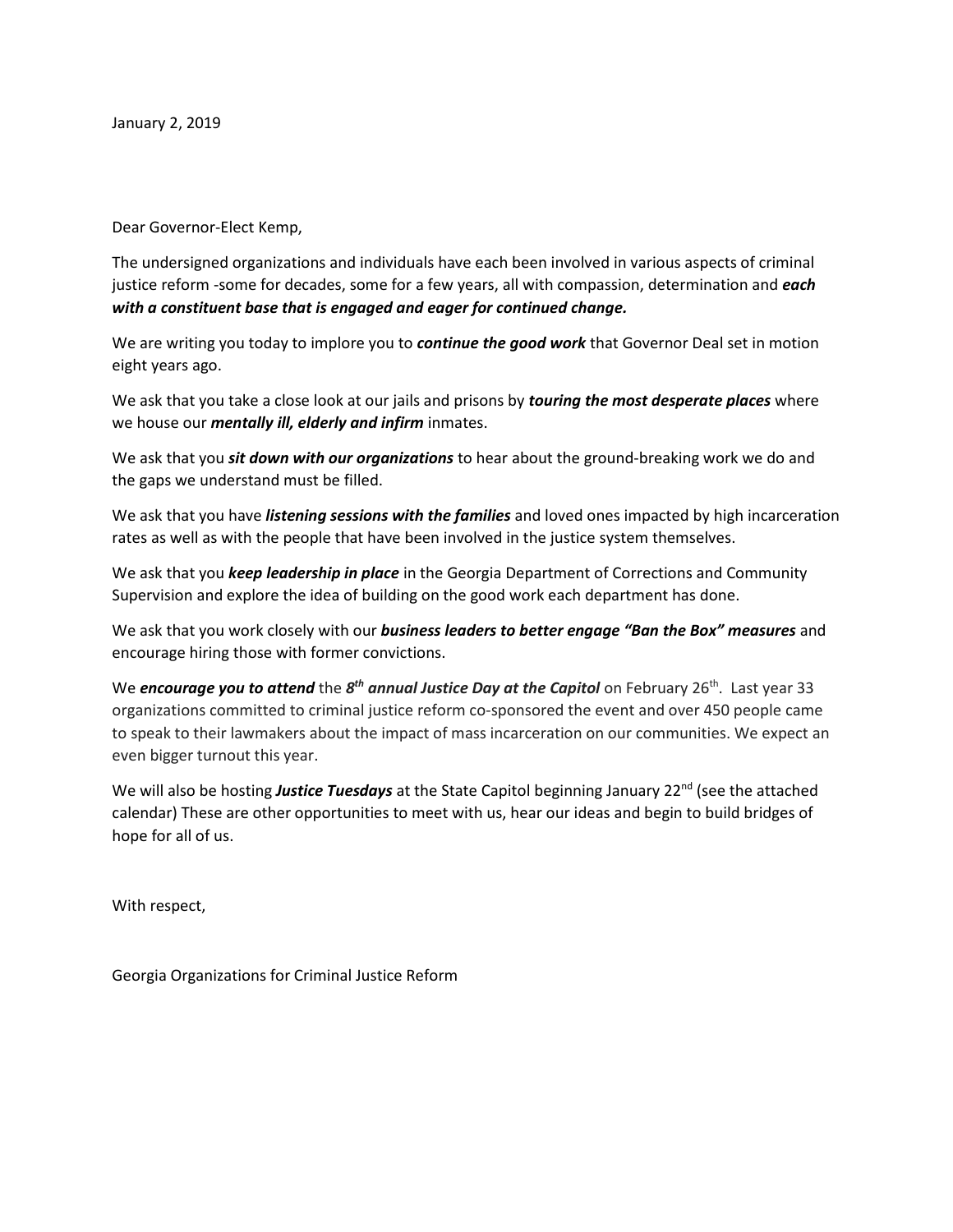January 2, 2019

Dear Governor-Elect Kemp,

The undersigned organizations and individuals have each been involved in various aspects of criminal justice reform -some for decades, some for a few years, all with compassion, determination and ***each with a constituent base that is engaged and eager for continued change.***

We are writing you today to implore you to ***continue the good work*** that Governor Deal set in motion eight years ago.

We ask that you take a close look at our jails and prisons by ***touring the most desperate places*** where we house our ***mentally ill, elderly and infirm*** inmates.

We ask that you ***sit down with our organizations*** to hear about the ground-breaking work we do and the gaps we understand must be filled.

We ask that you have ***listening sessions with the families*** and loved ones impacted by high incarceration rates as well as with the people that have been involved in the justice system themselves.

We ask that you ***keep leadership in place*** in the Georgia Department of Corrections and Community Supervision and explore the idea of building on the good work each department has done.

We ask that you work closely with our ***business leaders to better engage "Ban the Box" measures*** and encourage hiring those with former convictions.

We ***encourage you to attend*** the ***8th annual Justice Day at the Capitol*** on February 26th. Last year 33 organizations committed to criminal justice reform co-sponsored the event and over 450 people came to speak to their lawmakers about the impact of mass incarceration on our communities. We expect an even bigger turnout this year.

We will also be hosting ***Justice Tuesdays*** at the State Capitol beginning January 22nd (see the attached calendar) These are other opportunities to meet with us, hear our ideas and begin to build bridges of hope for all of us.

With respect,

Georgia Organizations for Criminal Justice Reform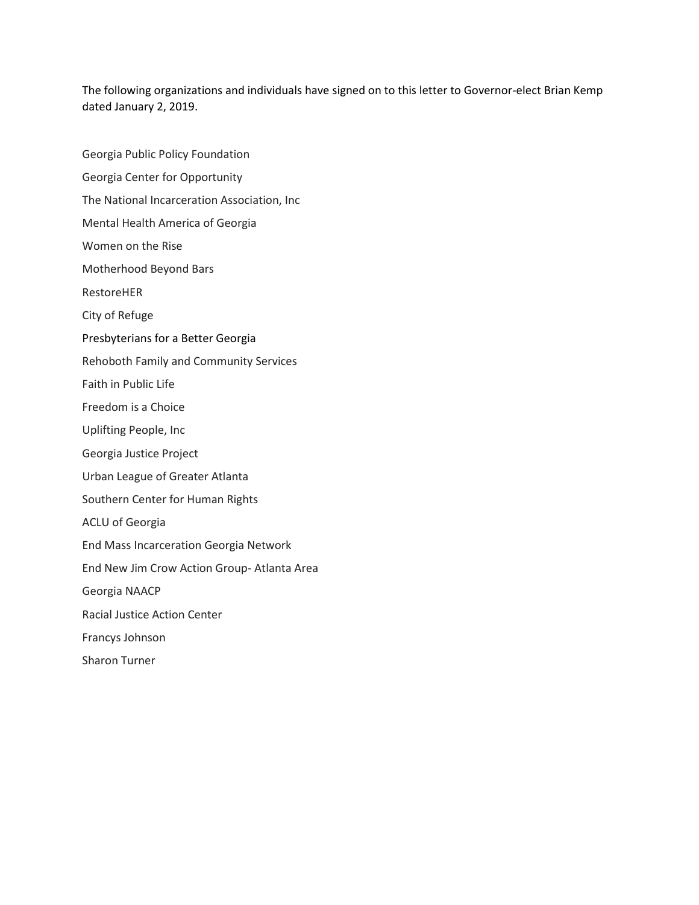The following organizations and individuals have signed on to this letter to Governor-elect Brian Kemp dated January 2, 2019.

Georgia Public Policy Foundation

Georgia Center for Opportunity

The National Incarceration Association, Inc

Mental Health America of Georgia

Women on the Rise

Motherhood Beyond Bars

RestoreHER

City of Refuge

Presbyterians for a Better Georgia

Rehoboth Family and Community Services

Faith in Public Life

Freedom is a Choice

Uplifting People, Inc

Georgia Justice Project

Urban League of Greater Atlanta

Southern Center for Human Rights

ACLU of Georgia

End Mass Incarceration Georgia Network

End New Jim Crow Action Group- Atlanta Area

Georgia NAACP

Racial Justice Action Center

Francys Johnson

Sharon Turner